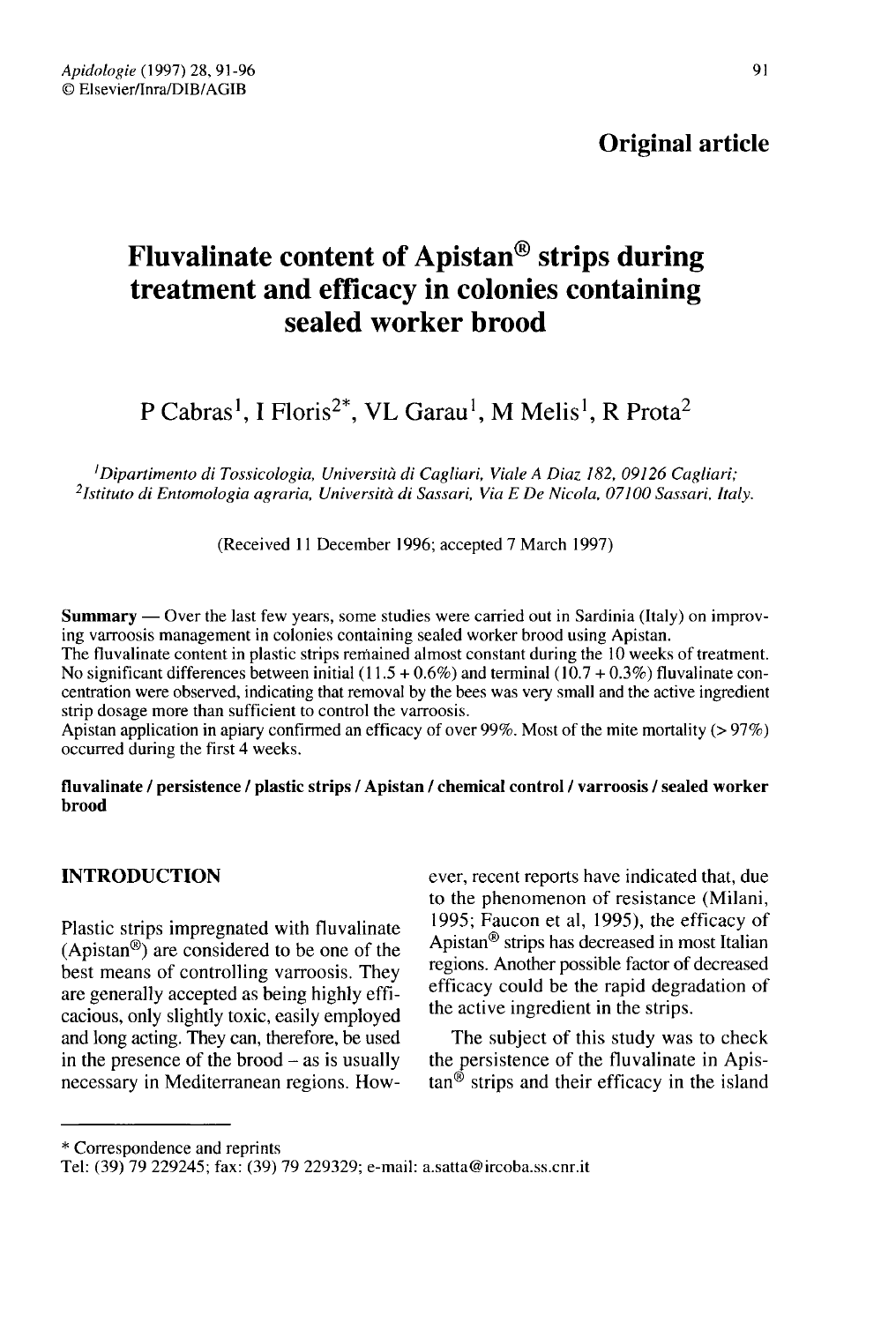Original article

# Fluvalinate content of Apistan® strips during treatment and efficacy in colonies containing sealed worker brood

P Cabras[1], I Floris[2]*, VL Garau[1], M Melis[1], R Prota[2]

[1]*Dipartimento di Tossicologia, Università di Cagliari, Viale A Diaz 182, 09126 Cagliari;*
[2]*Istituto di Entomologia agraria, Università di Sassari, Via E De Nicola, 07100 Sassari, Italy.*

(Received 11 December 1996; accepted 7 March 1997)

**Summary** — Over the last few years, some studies were carried out in Sardinia (Italy) on improving varroosis management in colonies containing sealed worker brood using Apistan.

The fluvalinate content in plastic strips remained almost constant during the 10 weeks of treatment. No significant differences between initial (11.5 + 0.6%) and terminal (10.7 + 0.3%) fluvalinate concentration were observed, indicating that removal by the bees was very small and the active ingredient strip dosage more than sufficient to control the varroosis.

Apistan application in apiary confirmed an efficacy of over 99%. Most of the mite mortality (> 97%) occurred during the first 4 weeks.

**fluvalinate / persistence / plastic strips / Apistan / chemical control / varroosis / sealed worker brood**

## INTRODUCTION

Plastic strips impregnated with fluvalinate (Apistan®) are considered to be one of the best means of controlling varroosis. They are generally accepted as being highly efficacious, only slightly toxic, easily employed and long acting. They can, therefore, be used in the presence of the brood – as is usually necessary in Mediterranean regions. However, recent reports have indicated that, due to the phenomenon of resistance (Milani, 1995; Faucon et al, 1995), the efficacy of Apistan® strips has decreased in most Italian regions. Another possible factor of decreased efficacy could be the rapid degradation of the active ingredient in the strips.

The subject of this study was to check the persistence of the fluvalinate in Apistan® strips and their efficacy in the island

\* Correspondence and reprints
Tel: (39) 79 229245; fax: (39) 79 229329; e-mail: a.satta@ircoba.ss.cnr.it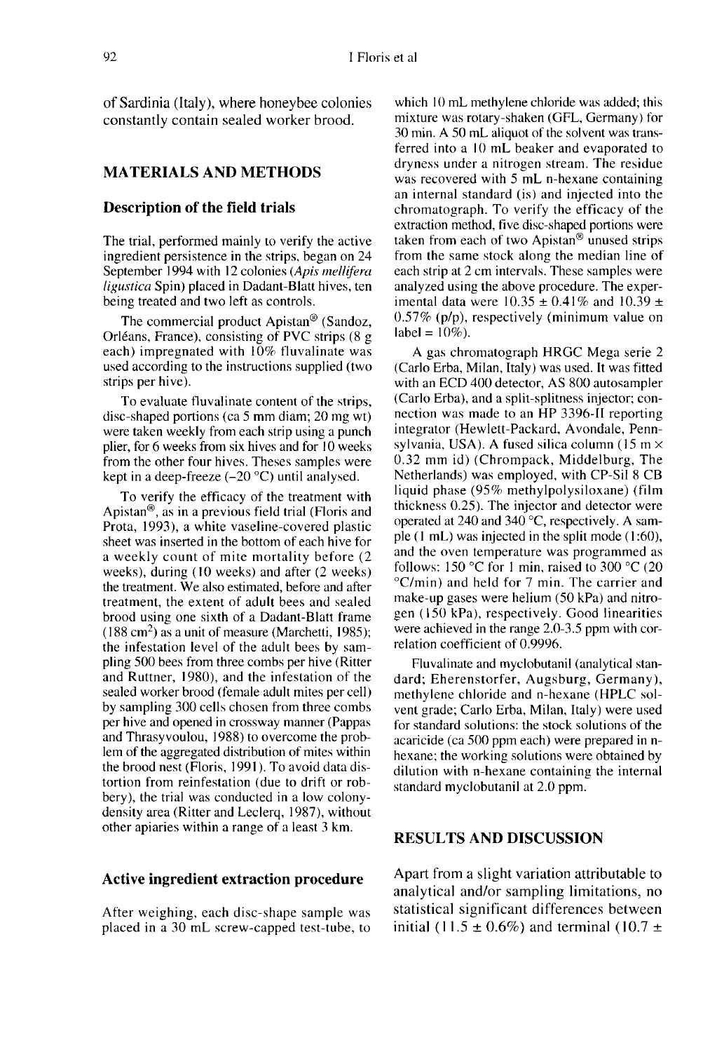of Sardinia (Italy), where honeybee colonies constantly contain sealed worker brood.

## MATERIALS AND METHODS

### Description of the field trials

The trial, performed mainly to verify the active ingredient persistence in the strips, began on 24 September 1994 with 12 colonies (*Apis mellifera ligustica* Spin) placed in Dadant-Blatt hives, ten being treated and two left as controls.

The commercial product Apistan® (Sandoz, Orléans, France), consisting of PVC strips (8 g each) impregnated with 10% fluvalinate was used according to the instructions supplied (two strips per hive).

To evaluate fluvalinate content of the strips, disc-shaped portions (ca 5 mm diam; 20 mg wt) were taken weekly from each strip using a punch plier, for 6 weeks from six hives and for 10 weeks from the other four hives. Theses samples were kept in a deep-freeze (–20 °C) until analysed.

To verify the efficacy of the treatment with Apistan®, as in a previous field trial (Floris and Prota, 1993), a white vaseline-covered plastic sheet was inserted in the bottom of each hive for a weekly count of mite mortality before (2 weeks), during (10 weeks) and after (2 weeks) the treatment. We also estimated, before and after treatment, the extent of adult bees and sealed brood using one sixth of a Dadant-Blatt frame (188 cm$^2$) as a unit of measure (Marchetti, 1985); the infestation level of the adult bees by sampling 500 bees from three combs per hive (Ritter and Ruttner, 1980), and the infestation of the sealed worker brood (female adult mites per cell) by sampling 300 cells chosen from three combs per hive and opened in crossway manner (Pappas and Thrasyvoulou, 1988) to overcome the problem of the aggregated distribution of mites within the brood nest (Floris, 1991). To avoid data distortion from reinfestation (due to drift or robbery), the trial was conducted in a low colony-density area (Ritter and Leclerq, 1987), without other apiaries within a range of a least 3 km.

### Active ingredient extraction procedure

After weighing, each disc-shape sample was placed in a 30 mL screw-capped test-tube, to which 10 mL methylene chloride was added; this mixture was rotary-shaken (GFL, Germany) for 30 min. A 50 mL aliquot of the solvent was transferred into a 10 mL beaker and evaporated to dryness under a nitrogen stream. The residue was recovered with 5 mL n-hexane containing an internal standard (is) and injected into the chromatograph. To verify the efficacy of the extraction method, five disc-shaped portions were taken from each of two Apistan® unused strips from the same stock along the median line of each strip at 2 cm intervals. These samples were analyzed using the above procedure. The experimental data were 10.35 ± 0.41% and 10.39 ± 0.57% (p/p), respectively (minimum value on label = 10%).

A gas chromatograph HRGC Mega serie 2 (Carlo Erba, Milan, Italy) was used. It was fitted with an ECD 400 detector, AS 800 autosampler (Carlo Erba), and a split-splitness injector; connection was made to an HP 3396-II reporting integrator (Hewlett-Packard, Avondale, Pennsylvania, USA). A fused silica column (15 m × 0.32 mm id) (Chrompack, Middelburg, The Netherlands) was employed, with CP-Sil 8 CB liquid phase (95% methylpolysiloxane) (film thickness 0.25). The injector and detector were operated at 240 and 340 °C, respectively. A sample (1 mL) was injected in the split mode (1:60), and the oven temperature was programmed as follows: 150 °C for 1 min, raised to 300 °C (20 °C/min) and held for 7 min. The carrier and make-up gases were helium (50 kPa) and nitrogen (150 kPa), respectively. Good linearities were achieved in the range 2.0-3.5 ppm with correlation coefficient of 0.9996.

Fluvalinate and myclobutanil (analytical standard; Eherenstorfer, Augsburg, Germany), methylene chloride and n-hexane (HPLC solvent grade; Carlo Erba, Milan, Italy) were used for standard solutions: the stock solutions of the acaricide (ca 500 ppm each) were prepared in n-hexane; the working solutions were obtained by dilution with n-hexane containing the internal standard myclobutanil at 2.0 ppm.

## RESULTS AND DISCUSSION

Apart from a slight variation attributable to analytical and/or sampling limitations, no statistical significant differences between initial (11.5 ± 0.6%) and terminal (10.7 ±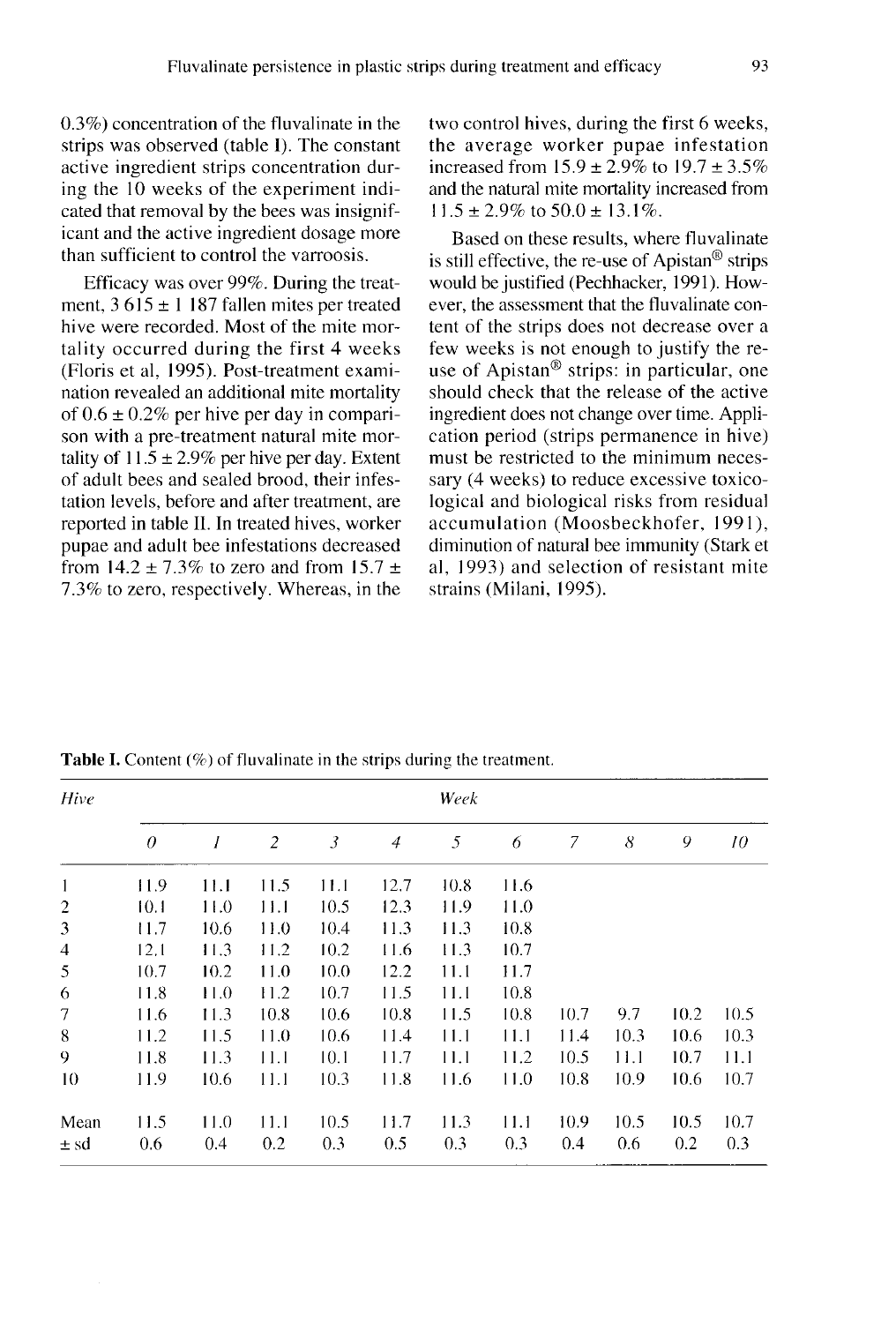0.3%) concentration of the fluvalinate in the strips was observed (table I). The constant active ingredient strips concentration during the 10 weeks of the experiment indicated that removal by the bees was insignificant and the active ingredient dosage more than sufficient to control the varroosis.

Efficacy was over 99%. During the treatment, 3 615 ± 1 187 fallen mites per treated hive were recorded. Most of the mite mortality occurred during the first 4 weeks (Floris et al, 1995). Post-treatment examination revealed an additional mite mortality of 0.6 ± 0.2% per hive per day in comparison with a pre-treatment natural mite mortality of 11.5 ± 2.9% per hive per day. Extent of adult bees and sealed brood, their infestation levels, before and after treatment, are reported in table II. In treated hives, worker pupae and adult bee infestations decreased from 14.2 ± 7.3% to zero and from 15.7 ± 7.3% to zero, respectively. Whereas, in the two control hives, during the first 6 weeks, the average worker pupae infestation increased from 15.9 ± 2.9% to 19.7 ± 3.5% and the natural mite mortality increased from 11.5 ± 2.9% to 50.0 ± 13.1%.

Based on these results, where fluvalinate is still effective, the re-use of Apistan® strips would be justified (Pechhacker, 1991). However, the assessment that the fluvalinate content of the strips does not decrease over a few weeks is not enough to justify the re-use of Apistan® strips: in particular, one should check that the release of the active ingredient does not change over time. Application period (strips permanence in hive) must be restricted to the minimum necessary (4 weeks) to reduce excessive toxicological and biological risks from residual accumulation (Moosbeckhofer, 1991), diminution of natural bee immunity (Stark et al, 1993) and selection of resistant mite strains (Milani, 1995).

**Table I.** Content (%) of fluvalinate in the strips during the treatment.

| *Hive* | *Week* | | | | | | | | | | |
|---|---|---|---|---|---|---|---|---|---|---|---|
| | *0* | *1* | *2* | *3* | *4* | *5* | *6* | *7* | *8* | *9* | *10* |
| 1 | 11.9 | 11.1 | 11.5 | 11.1 | 12.7 | 10.8 | 11.6 | | | | |
| 2 | 10.1 | 11.0 | 11.1 | 10.5 | 12.3 | 11.9 | 11.0 | | | | |
| 3 | 11.7 | 10.6 | 11.0 | 10.4 | 11.3 | 11.3 | 10.8 | | | | |
| 4 | 12.1 | 11.3 | 11.2 | 10.2 | 11.6 | 11.3 | 10.7 | | | | |
| 5 | 10.7 | 10.2 | 11.0 | 10.0 | 12.2 | 11.1 | 11.7 | | | | |
| 6 | 11.8 | 11.0 | 11.2 | 10.7 | 11.5 | 11.1 | 10.8 | | | | |
| 7 | 11.6 | 11.3 | 10.8 | 10.6 | 10.8 | 11.5 | 10.8 | 10.7 | 9.7 | 10.2 | 10.5 |
| 8 | 11.2 | 11.5 | 11.0 | 10.6 | 11.4 | 11.1 | 11.1 | 11.4 | 10.3 | 10.6 | 10.3 |
| 9 | 11.8 | 11.3 | 11.1 | 10.1 | 11.7 | 11.1 | 11.2 | 10.5 | 11.1 | 10.7 | 11.1 |
| 10 | 11.9 | 10.6 | 11.1 | 10.3 | 11.8 | 11.6 | 11.0 | 10.8 | 10.9 | 10.6 | 10.7 |
| Mean | 11.5 | 11.0 | 11.1 | 10.5 | 11.7 | 11.3 | 11.1 | 10.9 | 10.5 | 10.5 | 10.7 |
| ± sd | 0.6 | 0.4 | 0.2 | 0.3 | 0.5 | 0.3 | 0.3 | 0.4 | 0.6 | 0.2 | 0.3 |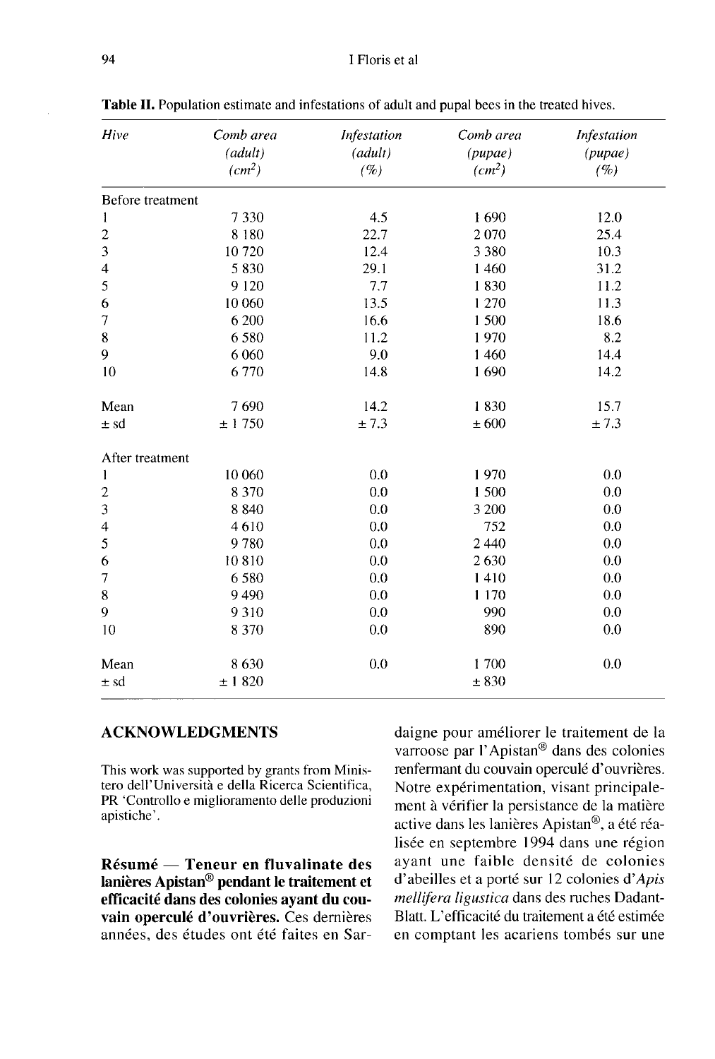**Table II.** Population estimate and infestations of adult and pupal bees in the treated hives.

| *Hive* | *Comb area (adult) (cm²)* | *Infestation (adult) (%)* | *Comb area (pupae) (cm²)* | *Infestation (pupae) (%)* |
|---|---|---|---|---|
| Before treatment | | | | |
| 1 | 7 330 | 4.5 | 1 690 | 12.0 |
| 2 | 8 180 | 22.7 | 2 070 | 25.4 |
| 3 | 10 720 | 12.4 | 3 380 | 10.3 |
| 4 | 5 830 | 29.1 | 1 460 | 31.2 |
| 5 | 9 120 | 7.7 | 1 830 | 11.2 |
| 6 | 10 060 | 13.5 | 1 270 | 11.3 |
| 7 | 6 200 | 16.6 | 1 500 | 18.6 |
| 8 | 6 580 | 11.2 | 1 970 | 8.2 |
| 9 | 6 060 | 9.0 | 1 460 | 14.4 |
| 10 | 6 770 | 14.8 | 1 690 | 14.2 |
| Mean | 7 690 | 14.2 | 1 830 | 15.7 |
| ± sd | ± 1 750 | ± 7.3 | ± 600 | ± 7.3 |
| After treatment | | | | |
| 1 | 10 060 | 0.0 | 1 970 | 0.0 |
| 2 | 8 370 | 0.0 | 1 500 | 0.0 |
| 3 | 8 840 | 0.0 | 3 200 | 0.0 |
| 4 | 4 610 | 0.0 | 752 | 0.0 |
| 5 | 9 780 | 0.0 | 2 440 | 0.0 |
| 6 | 10 810 | 0.0 | 2 630 | 0.0 |
| 7 | 6 580 | 0.0 | 1 410 | 0.0 |
| 8 | 9 490 | 0.0 | 1 170 | 0.0 |
| 9 | 9 310 | 0.0 | 990 | 0.0 |
| 10 | 8 370 | 0.0 | 890 | 0.0 |
| Mean | 8 630 | 0.0 | 1 700 | 0.0 |
| ± sd | ± 1 820 | | ± 830 | |

## ACKNOWLEDGMENTS

This work was supported by grants from Ministero dell'Università e della Ricerca Scientifica, PR 'Controllo e miglioramento delle produzioni apistiche'.

**Résumé — Teneur en fluvalinate des lanières Apistan® pendant le traitement et efficacité dans des colonies ayant du couvain operculé d'ouvrières.** Ces dernières années, des études ont été faites en Sardaigne pour améliorer le traitement de la varroose par l'Apistan® dans des colonies renfermant du couvain operculé d'ouvrières. Notre expérimentation, visant principalement à vérifier la persistance de la matière active dans les lanières Apistan®, a été réalisée en septembre 1994 dans une région ayant une faible densité de colonies d'abeilles et a porté sur 12 colonies d'*Apis mellifera ligustica* dans des ruches Dadant-Blatt. L'efficacité du traitement a été estimée en comptant les acariens tombés sur une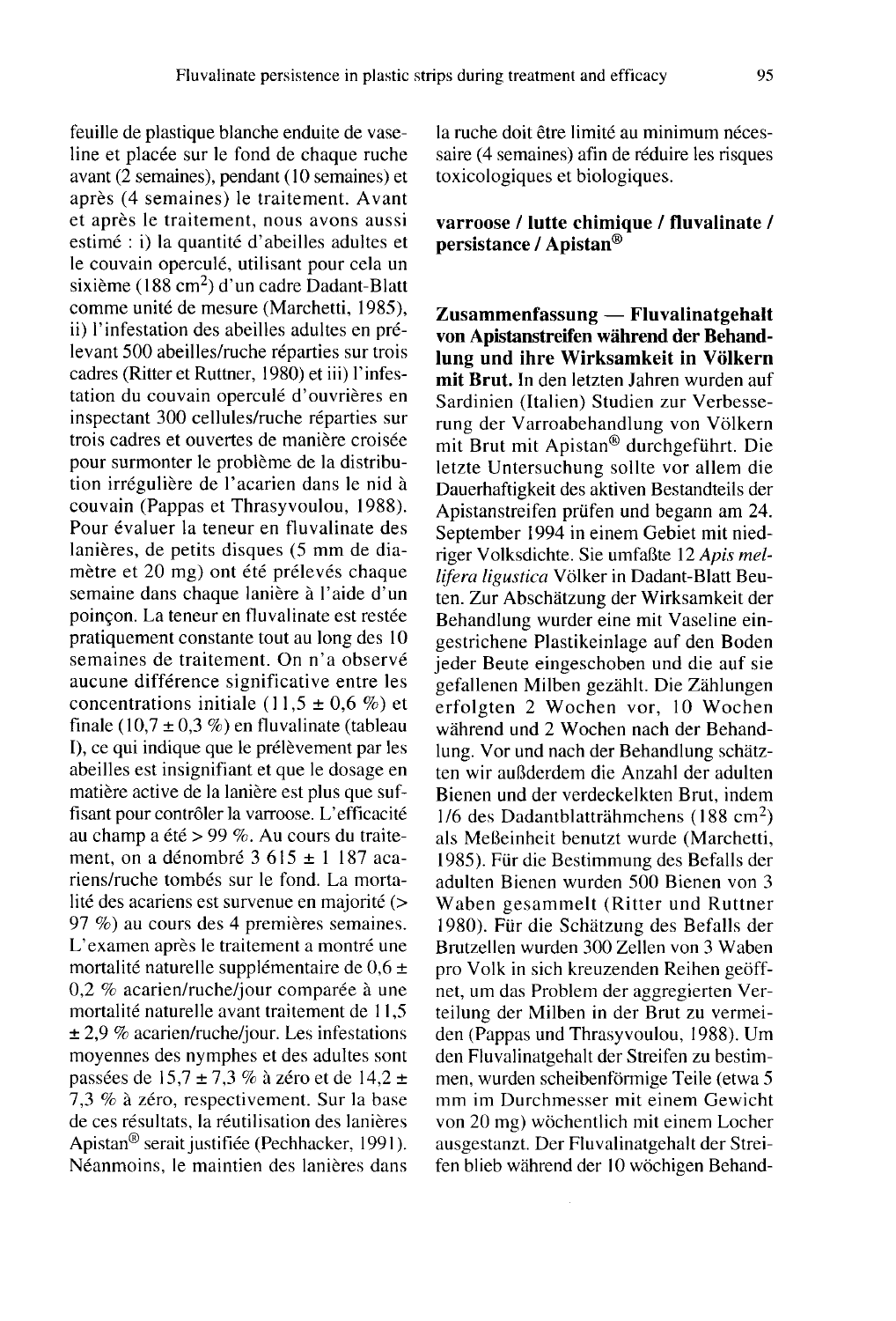feuille de plastique blanche enduite de vaseline et placée sur le fond de chaque ruche avant (2 semaines), pendant (10 semaines) et après (4 semaines) le traitement. Avant et après le traitement, nous avons aussi estimé : i) la quantité d'abeilles adultes et le couvain operculé, utilisant pour cela un sixième (188 cm$^2$) d'un cadre Dadant-Blatt comme unité de mesure (Marchetti, 1985), ii) l'infestation des abeilles adultes en prélevant 500 abeilles/ruche réparties sur trois cadres (Ritter et Ruttner, 1980) et iii) l'infestation du couvain operculé d'ouvrières en inspectant 300 cellules/ruche réparties sur trois cadres et ouvertes de manière croisée pour surmonter le problème de la distribution irrégulière de l'acarien dans le nid à couvain (Pappas et Thrasyvoulou, 1988). Pour évaluer la teneur en fluvalinate des lanières, de petits disques (5 mm de diamètre et 20 mg) ont été prélevés chaque semaine dans chaque lanière à l'aide d'un poinçon. La teneur en fluvalinate est restée pratiquement constante tout au long des 10 semaines de traitement. On n'a observé aucune différence significative entre les concentrations initiale (11,5 ± 0,6 %) et finale (10,7 ± 0,3 %) en fluvalinate (tableau I), ce qui indique que le prélèvement par les abeilles est insignifiant et que le dosage en matière active de la lanière est plus que suffisant pour contrôler la varroose. L'efficacité au champ a été > 99 %. Au cours du traitement, on a dénombré 3 615 ± 1 187 acariens/ruche tombés sur le fond. La mortalité des acariens est survenue en majorité (> 97 %) au cours des 4 premières semaines. L'examen après le traitement a montré une mortalité naturelle supplémentaire de 0,6 ± 0,2 % acarien/ruche/jour comparée à une mortalité naturelle avant traitement de 11,5 ± 2,9 % acarien/ruche/jour. Les infestations moyennes des nymphes et des adultes sont passées de 15,7 ± 7,3 % à zéro et de 14,2 ± 7,3 % à zéro, respectivement. Sur la base de ces résultats, la réutilisation des lanières Apistan® serait justifiée (Pechhacker, 1991). Néanmoins, le maintien des lanières dans la ruche doit être limité au minimum nécessaire (4 semaines) afin de réduire les risques toxicologiques et biologiques.

**varroose / lutte chimique / fluvalinate / persistance / Apistan®**

**Zusammenfassung — Fluvalinatgehalt von Apistanstreifen während der Behandlung und ihre Wirksamkeit in Völkern mit Brut.** In den letzten Jahren wurden auf Sardinien (Italien) Studien zur Verbesserung der Varroabehandlung von Völkern mit Brut mit Apistan® durchgeführt. Die letzte Untersuchung sollte vor allem die Dauerhaftigkeit des aktiven Bestandteils der Apistanstreifen prüfen und begann am 24. September 1994 in einem Gebiet mit niedriger Volksdichte. Sie umfaßte 12 *Apis mellifera ligustica* Völker in Dadant-Blatt Beuten. Zur Abschätzung der Wirksamkeit der Behandlung wurder eine mit Vaseline eingestrichene Plastikeinlage auf den Boden jeder Beute eingeschoben und die auf sie gefallenen Milben gezählt. Die Zählungen erfolgten 2 Wochen vor, 10 Wochen während und 2 Wochen nach der Behandlung. Vor und nach der Behandlung schätzten wir außderdem die Anzahl der adulten Bienen und der verdeckelkten Brut, indem 1/6 des Dadantblatträhmchens (188 cm$^2$) als Meßeinheit benutzt wurde (Marchetti, 1985). Für die Bestimmung des Befalls der adulten Bienen wurden 500 Bienen von 3 Waben gesammelt (Ritter und Ruttner 1980). Für die Schätzung des Befalls der Brutzellen wurden 300 Zellen von 3 Waben pro Volk in sich kreuzenden Reihen geöffnet, um das Problem der aggregierten Verteilung der Milben in der Brut zu vermeiden (Pappas und Thrasyvoulou, 1988). Um den Fluvalinatgehalt der Streifen zu bestimmen, wurden scheibenförmige Teile (etwa 5 mm im Durchmesser mit einem Gewicht von 20 mg) wöchentlich mit einem Locher ausgestanzt. Der Fluvalinatgehalt der Streifen blieb während der 10 wöchigen Behand-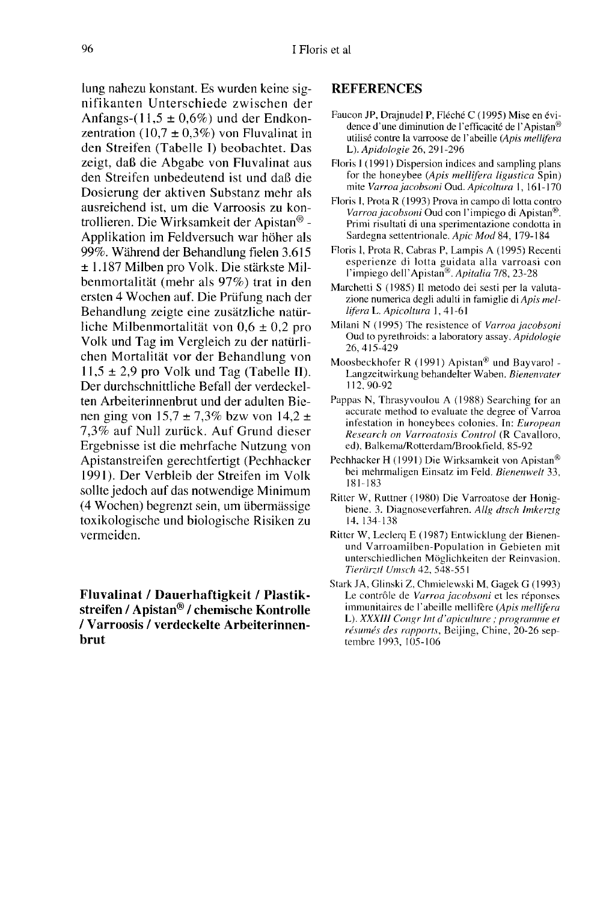lung nahezu konstant. Es wurden keine signifikanten Unterschiede zwischen der Anfangs-(11,5 ± 0,6%) und der Endkonzentration (10,7 ± 0,3%) von Fluvalinat in den Streifen (Tabelle I) beobachtet. Das zeigt, daß die Abgabe von Fluvalinat aus den Streifen unbedeutend ist und daß die Dosierung der aktiven Substanz mehr als ausreichend ist, um die Varroosis zu kontrollieren. Die Wirksamkeit der Apistan® - Applikation im Feldversuch war höher als 99%. Während der Behandlung fielen 3.615 ± 1.187 Milben pro Volk. Die stärkste Milbenmortalität (mehr als 97%) trat in den ersten 4 Wochen auf. Die Prüfung nach der Behandlung zeigte eine zusätzliche natürliche Milbenmortalität von 0,6 ± 0,2 pro Volk und Tag im Vergleich zu der natürlichen Mortalität vor der Behandlung von 11,5 ± 2,9 pro Volk und Tag (Tabelle II). Der durchschnittliche Befall der verdeckelten Arbeiterinnenbrut und der adulten Bienen ging von 15,7 ± 7,3% bzw von 14,2 ± 7,3% auf Null zurück. Auf Grund dieser Ergebnisse ist die mehrfache Nutzung von Apistanstreifen gerechtfertigt (Pechhacker 1991). Der Verbleib der Streifen im Volk sollte jedoch auf das notwendige Minimum (4 Wochen) begrenzt sein, um übermässige toxikologische und biologische Risiken zu vermeiden.

**Fluvalinat / Dauerhaftigkeit / Plastikstreifen / Apistan® / chemische Kontrolle / Varroosis / verdeckelte Arbeiterinnenbrut**

## REFERENCES

Faucon JP, Drajnudel P, Fléché C (1995) Mise en évidence d'une diminution de l'efficacité de l'Apistan® utilisé contre la varroose de l'abeille (*Apis mellifera* L). *Apidologie* 26, 291-296

Floris I (1991) Dispersion indices and sampling plans for the honeybee (*Apis mellifera ligustica* Spin) mite *Varroa jacobsoni* Oud. *Apicoltura* 1, 161-170

Floris I, Prota R (1993) Prova in campo di lotta contro *Varroa jacobsoni* Oud con l'impiego di Apistan®. Primi risultati di una sperimentazione condotta in Sardegna settentrionale. *Apic Mod* 84, 179-184

Floris I, Prota R, Cabras P, Lampis A (1995) Recenti esperienze di lotta guidata alla varroasi con l'impiego dell'Apistan®. *Apitalia* 7/8, 23-28

Marchetti S (1985) Il metodo dei sesti per la valutazione numerica degli adulti in famiglie di *Apis mellifera* L. *Apicoltura* 1, 41-61

Milani N (1995) The resistence of *Varroa jacobsoni* Oud to pyrethroids: a laboratory assay. *Apidologie* 26, 415-429

Moosbeckhofer R (1991) Apistan® und Bayvarol - Langzeitwirkung behandelter Waben. *Bienenvater* 112, 90-92

Pappas N, Thrasyvoulou A (1988) Searching for an accurate method to evaluate the degree of Varroa infestation in honeybees colonies. In: *European Research on Varroatosis Control* (R Cavalloro, ed), Balkema/Rotterdam/Brookfield, 85-92

Pechhacker H (1991) Die Wirksamkeit von Apistan® bei mehrmaligen Einsatz im Feld. *Bienenwelt* 33, 181-183

Ritter W, Ruttner (1980) Die Varroatose der Honigbiene. 3. Diagnoseverfahren. *Allg dtsch Imkerztg* 14, 134-138

Ritter W, Leclerq E (1987) Entwicklung der Bienen- und Varroamilben-Population in Gebieten mit unterschiedlichen Möglichkeiten der Reinvasion. *Tierärztl Umsch* 42, 548-551

Stark JA, Glinski Z, Chmielewski M, Gagek G (1993) Le contrôle de *Varroa jacobsoni* et les réponses immunitaires de l'abeille mellifère (*Apis mellifera* L). *XXXIII Congr Int d'apiculture ; programme et résumés des rapports*, Beijing, Chine, 20-26 septembre 1993, 105-106